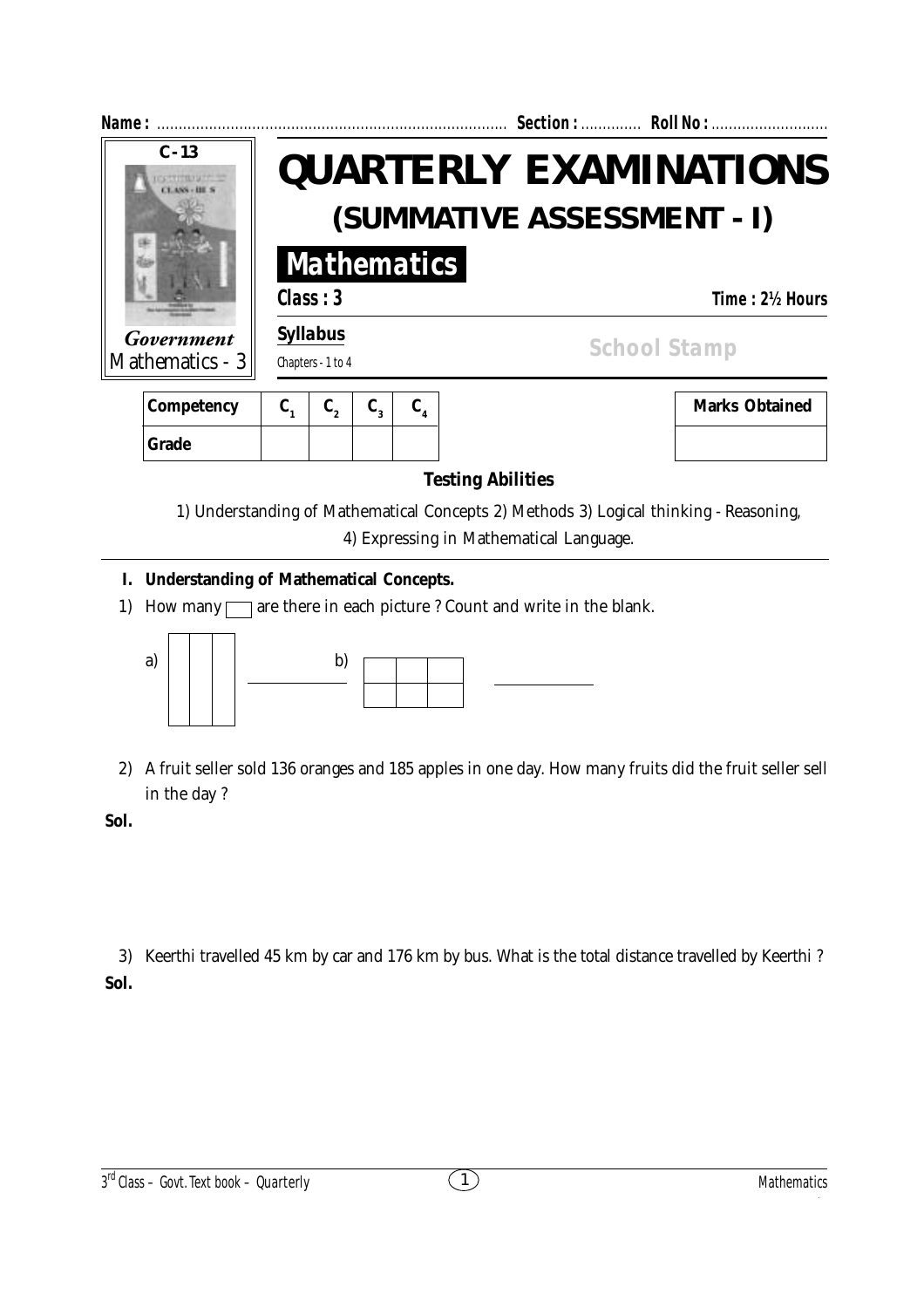**Name :** ................................................................................. **Section :** ............. **Roll No :** ...........................

C - 13

*Government*
Mathematics - 3

# QUARTERLY EXAMINATIONS

## (SUMMATIVE ASSESSMENT - I)

## Mathematics

**Class : 3** **Time : 2½ Hours**

**Syllabus**

Chapters - 1 to 4

School Stamp

| Competency | $C_1$ | $C_2$ | $C_3$ | $C_4$ |
|---|---|---|---|---|
| Grade | | | | |

| Marks Obtained |
|---|
| |

**Testing Abilities**

1) Understanding of Mathematical Concepts 2) Methods 3) Logical thinking - Reasoning, 4) Expressing in Mathematical Language.

**I. Understanding of Mathematical Concepts.**

1) How many ▭ are there in each picture ? Count and write in the blank.

a) ____________ b) ____________

2) A fruit seller sold 136 oranges and 185 apples in one day. How many fruits did the fruit seller sell in the day ?

**Sol.**

3) Keerthi travelled 45 km by car and 176 km by bus. What is the total distance travelled by Keerthi ?

**Sol.**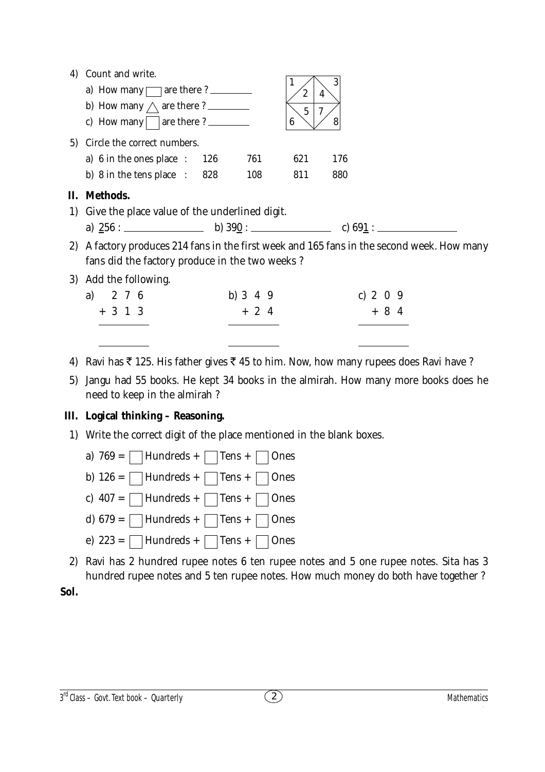4) Count and write.

   a) How many ▭ are there ? ________

   b) How many △ are there ? ________

   c) How many □ are there ? ________

| | | | |
|---|---|---|---|
| 1 | 2 | 4 | 3 |
| 6 | 5 | 7 | 8 |

5) Circle the correct numbers.

   a) 6 in the ones place : 126 761 621 176

   b) 8 in the tens place : 828 108 811 880

## II. Methods.

1) Give the place value of the underlined digit.

   a) <u>2</u>56 : ______________ b) 39<u>0</u> : ______________ c) 69<u>1</u> : ______________

2) A factory produces 214 fans in the first week and 165 fans in the second week. How many fans did the factory produce in the two weeks ?

3) Add the following.

```
a)   2 7 6        b) 3 4 9        c) 2 0 9
   + 3 1 3          + 2 4            + 8 4
   -------        -------          -------

   -------        -------          -------
```

4) Ravi has ₹ 125. His father gives ₹ 45 to him. Now, how many rupees does Ravi have ?

5) Jangu had 55 books. He kept 34 books in the almirah. How many more books does he need to keep in the almirah ?

## III. Logical thinking – Reasoning.

1) Write the correct digit of the place mentioned in the blank boxes.

   a) 769 = □ Hundreds + □ Tens + □ Ones

   b) 126 = □ Hundreds + □ Tens + □ Ones

   c) 407 = □ Hundreds + □ Tens + □ Ones

   d) 679 = □ Hundreds + □ Tens + □ Ones

   e) 223 = □ Hundreds + □ Tens + □ Ones

2) Ravi has 2 hundred rupee notes 6 ten rupee notes and 5 one rupee notes. Sita has 3 hundred rupee notes and 5 ten rupee notes. How much money do both have together ?

**Sol.**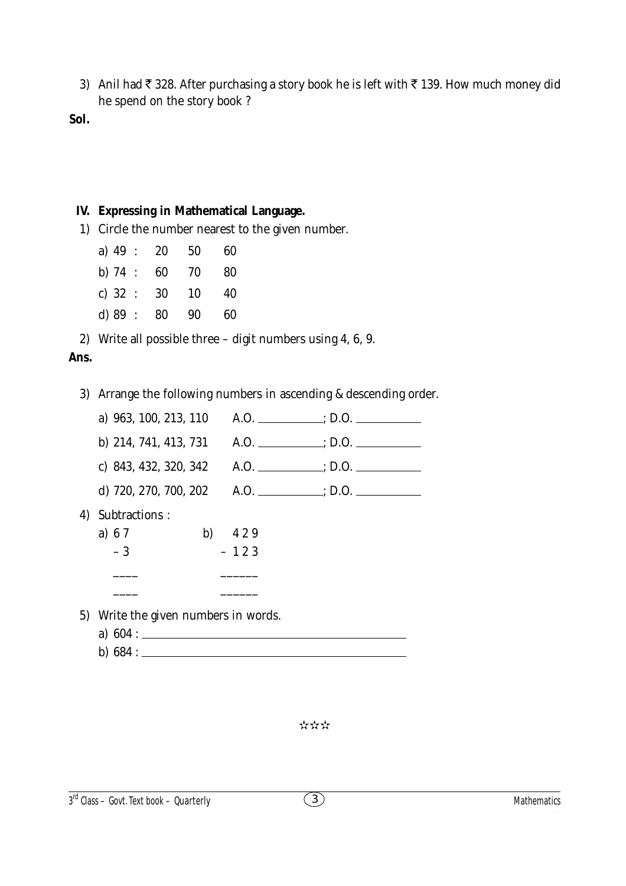3) Anil had ₹ 328. After purchasing a story book he is left with ₹ 139. How much money did he spend on the story book ?

**Sol.**

## IV. Expressing in Mathematical Language.

1) Circle the number nearest to the given number.

a) 49 : 20 50 60

b) 74 : 60 70 80

c) 32 : 30 10 40

d) 89 : 80 90 60

2) Write all possible three – digit numbers using 4, 6, 9.

**Ans.**

3) Arrange the following numbers in ascending & descending order.

a) 963, 100, 213, 110 A.O. __________; D.O. __________

b) 214, 741, 413, 731 A.O. __________; D.O. __________

c) 843, 432, 320, 342 A.O. __________; D.O. __________

d) 720, 270, 700, 202 A.O. __________; D.O. __________

4) Subtractions :

```
a)  6 7          b)   4 2 9
   – 3              – 1 2 3
   ____             ______
   ____             ______
```

5) Write the given numbers in words.

a) 604 : ______________________________

b) 684 : ______________________________

☆☆☆